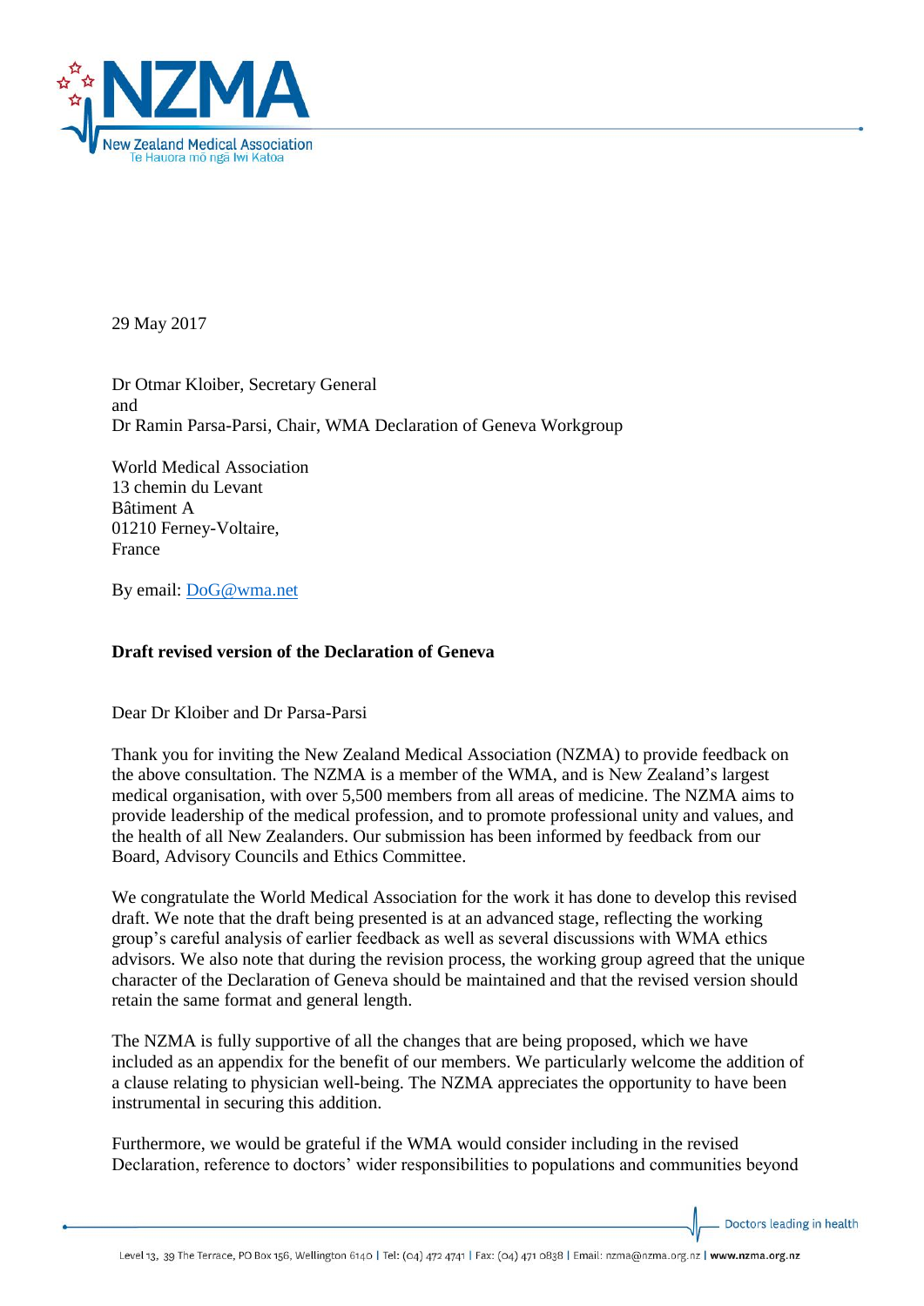29 May 2017

Dr Otmar Kloiber, Secretary General
and
Dr Ramin Parsa-Parsi, Chair, WMA Declaration of Geneva Workgroup

World Medical Association
13 chemin du Levant
Bâtiment A
01210 Ferney-Voltaire,
France

By email: DoG@wma.net

**Draft revised version of the Declaration of Geneva**

Dear Dr Kloiber and Dr Parsa-Parsi

Thank you for inviting the New Zealand Medical Association (NZMA) to provide feedback on the above consultation. The NZMA is a member of the WMA, and is New Zealand's largest medical organisation, with over 5,500 members from all areas of medicine. The NZMA aims to provide leadership of the medical profession, and to promote professional unity and values, and the health of all New Zealanders. Our submission has been informed by feedback from our Board, Advisory Councils and Ethics Committee.

We congratulate the World Medical Association for the work it has done to develop this revised draft. We note that the draft being presented is at an advanced stage, reflecting the working group's careful analysis of earlier feedback as well as several discussions with WMA ethics advisors. We also note that during the revision process, the working group agreed that the unique character of the Declaration of Geneva should be maintained and that the revised version should retain the same format and general length.

The NZMA is fully supportive of all the changes that are being proposed, which we have included as an appendix for the benefit of our members. We particularly welcome the addition of a clause relating to physician well-being. The NZMA appreciates the opportunity to have been instrumental in securing this addition.

Furthermore, we would be grateful if the WMA would consider including in the revised Declaration, reference to doctors' wider responsibilities to populations and communities beyond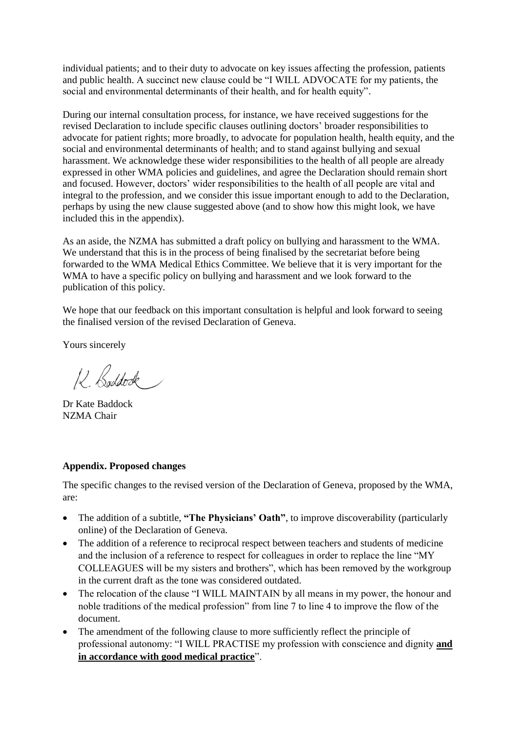individual patients; and to their duty to advocate on key issues affecting the profession, patients and public health. A succinct new clause could be "I WILL ADVOCATE for my patients, the social and environmental determinants of their health, and for health equity".

During our internal consultation process, for instance, we have received suggestions for the revised Declaration to include specific clauses outlining doctors' broader responsibilities to advocate for patient rights; more broadly, to advocate for population health, health equity, and the social and environmental determinants of health; and to stand against bullying and sexual harassment. We acknowledge these wider responsibilities to the health of all people are already expressed in other WMA policies and guidelines, and agree the Declaration should remain short and focused. However, doctors' wider responsibilities to the health of all people are vital and integral to the profession, and we consider this issue important enough to add to the Declaration, perhaps by using the new clause suggested above (and to show how this might look, we have included this in the appendix).

As an aside, the NZMA has submitted a draft policy on bullying and harassment to the WMA. We understand that this is in the process of being finalised by the secretariat before being forwarded to the WMA Medical Ethics Committee. We believe that it is very important for the WMA to have a specific policy on bullying and harassment and we look forward to the publication of this policy.

We hope that our feedback on this important consultation is helpful and look forward to seeing the finalised version of the revised Declaration of Geneva.

Yours sincerely

K. Baddock

Dr Kate Baddock
NZMA Chair

**Appendix. Proposed changes**

The specific changes to the revised version of the Declaration of Geneva, proposed by the WMA, are:

- The addition of a subtitle, **"The Physicians' Oath"**, to improve discoverability (particularly online) of the Declaration of Geneva.
- The addition of a reference to reciprocal respect between teachers and students of medicine and the inclusion of a reference to respect for colleagues in order to replace the line "MY COLLEAGUES will be my sisters and brothers", which has been removed by the workgroup in the current draft as the tone was considered outdated.
- The relocation of the clause "I WILL MAINTAIN by all means in my power, the honour and noble traditions of the medical profession" from line 7 to line 4 to improve the flow of the document.
- The amendment of the following clause to more sufficiently reflect the principle of professional autonomy: "I WILL PRACTISE my profession with conscience and dignity **<u>and in accordance with good medical practice</u>**".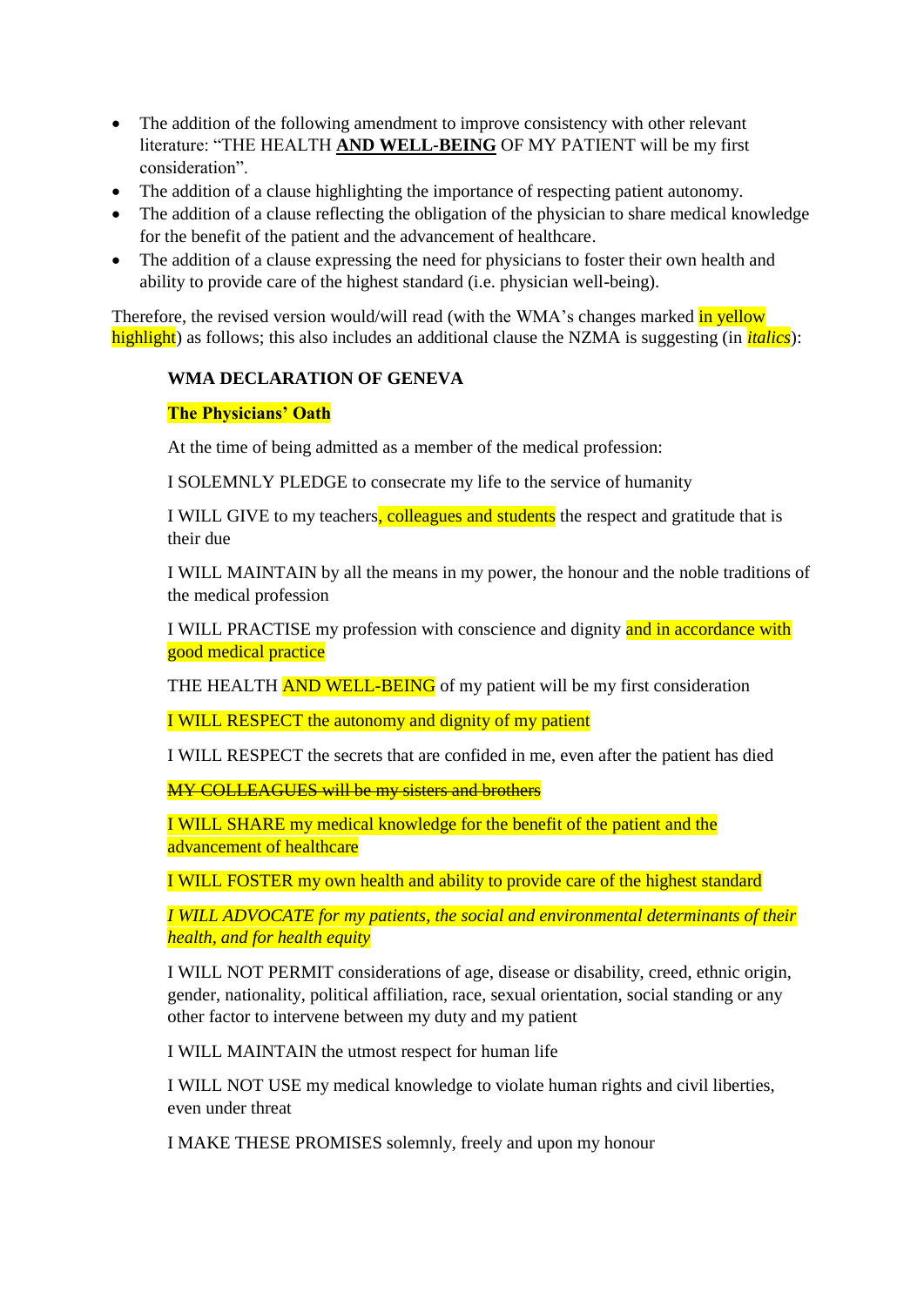- The addition of the following amendment to improve consistency with other relevant literature: "THE HEALTH **AND WELL-BEING** OF MY PATIENT will be my first consideration".
- The addition of a clause highlighting the importance of respecting patient autonomy.
- The addition of a clause reflecting the obligation of the physician to share medical knowledge for the benefit of the patient and the advancement of healthcare.
- The addition of a clause expressing the need for physicians to foster their own health and ability to provide care of the highest standard (i.e. physician well-being).

Therefore, the revised version would/will read (with the WMA's changes marked in yellow highlight) as follows; this also includes an additional clause the NZMA is suggesting (in *italics*):

**WMA DECLARATION OF GENEVA**

**The Physicians' Oath**

At the time of being admitted as a member of the medical profession:

I SOLEMNLY PLEDGE to consecrate my life to the service of humanity

I WILL GIVE to my teachers, colleagues and students the respect and gratitude that is their due

I WILL MAINTAIN by all the means in my power, the honour and the noble traditions of the medical profession

I WILL PRACTISE my profession with conscience and dignity and in accordance with good medical practice

THE HEALTH AND WELL-BEING of my patient will be my first consideration

I WILL RESPECT the autonomy and dignity of my patient

I WILL RESPECT the secrets that are confided in me, even after the patient has died

~~MY COLLEAGUES will be my sisters and brothers~~

I WILL SHARE my medical knowledge for the benefit of the patient and the advancement of healthcare

I WILL FOSTER my own health and ability to provide care of the highest standard

*I WILL ADVOCATE for my patients, the social and environmental determinants of their health, and for health equity*

I WILL NOT PERMIT considerations of age, disease or disability, creed, ethnic origin, gender, nationality, political affiliation, race, sexual orientation, social standing or any other factor to intervene between my duty and my patient

I WILL MAINTAIN the utmost respect for human life

I WILL NOT USE my medical knowledge to violate human rights and civil liberties, even under threat

I MAKE THESE PROMISES solemnly, freely and upon my honour